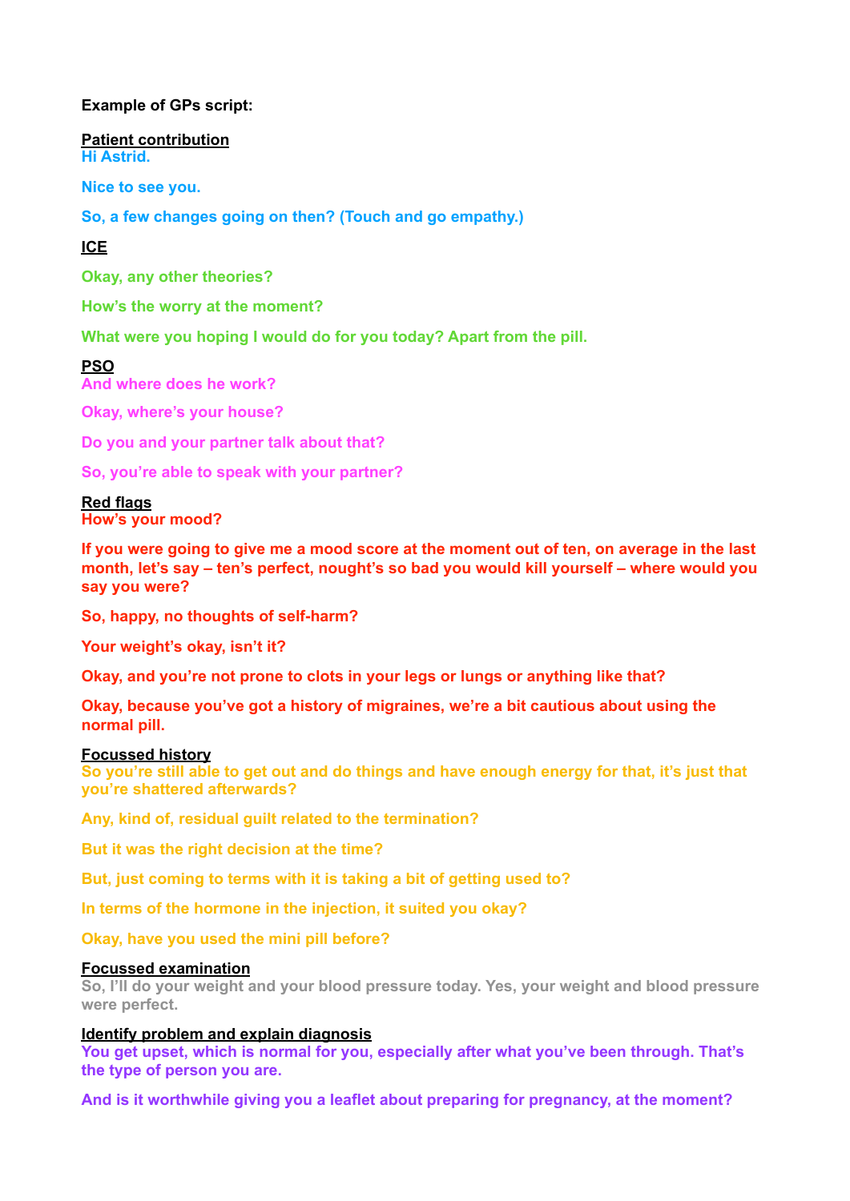**Example of GPs script:**

**Patient contribution**

**Hi Astrid.**

**Nice to see you.**

**So, a few changes going on then? (Touch and go empathy.)**

**ICE**

**Okay, any other theories?**

**How's the worry at the moment?**

**What were you hoping I would do for you today? Apart from the pill.**

**PSO**

**And where does he work?**

**Okay, where's your house?**

**Do you and your partner talk about that?**

**So, you're able to speak with your partner?**

**Red flags**

**How's your mood?**

**If you were going to give me a mood score at the moment out of ten, on average in the last month, let's say – ten's perfect, nought's so bad you would kill yourself – where would you say you were?**

**So, happy, no thoughts of self-harm?**

**Your weight's okay, isn't it?**

**Okay, and you're not prone to clots in your legs or lungs or anything like that?**

**Okay, because you've got a history of migraines, we're a bit cautious about using the normal pill.**

**Focussed history**

**So you're still able to get out and do things and have enough energy for that, it's just that you're shattered afterwards?**

**Any, kind of, residual guilt related to the termination?**

**But it was the right decision at the time?**

**But, just coming to terms with it is taking a bit of getting used to?**

**In terms of the hormone in the injection, it suited you okay?**

**Okay, have you used the mini pill before?**

**Focussed examination**

**So, I'll do your weight and your blood pressure today. Yes, your weight and blood pressure were perfect.**

**Identify problem and explain diagnosis**

**You get upset, which is normal for you, especially after what you've been through. That's the type of person you are.**

**And is it worthwhile giving you a leaflet about preparing for pregnancy, at the moment?**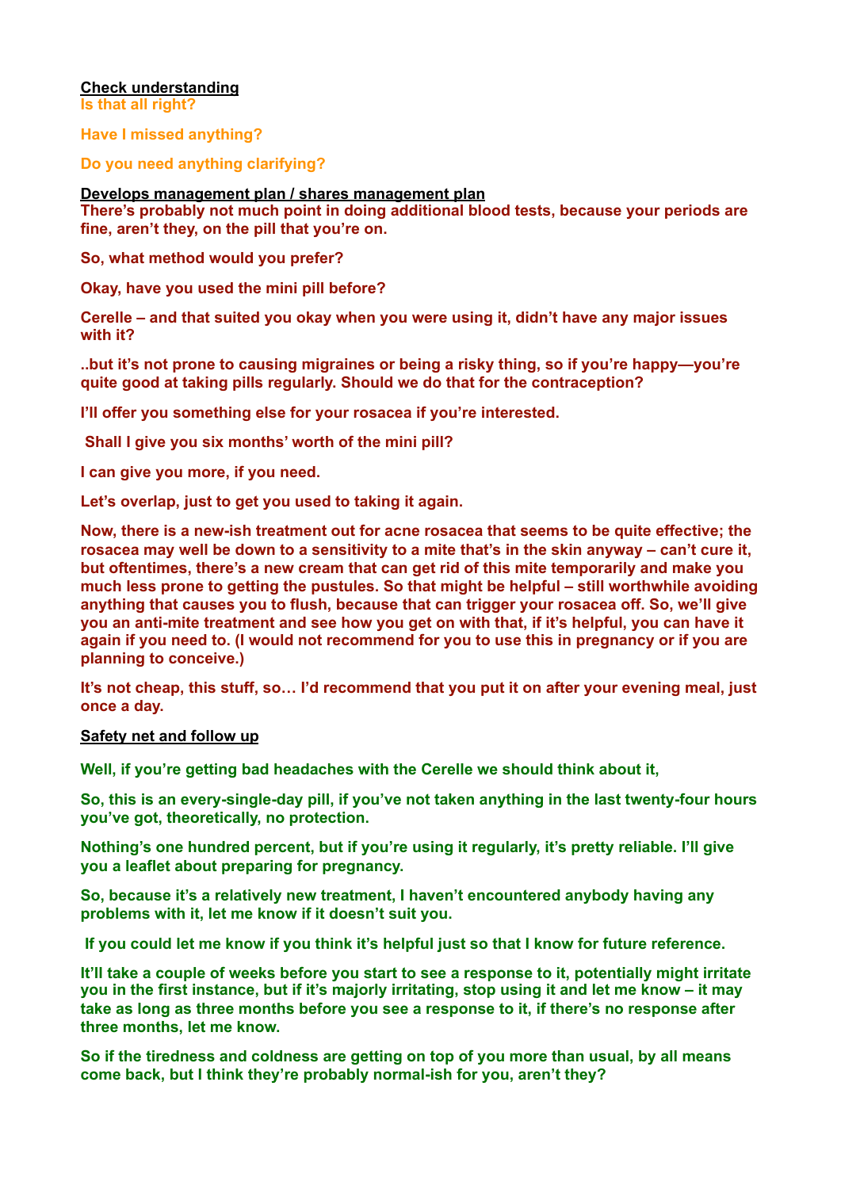**<u>Check understanding</u>**

**Is that all right?**

**Have I missed anything?**

**Do you need anything clarifying?**

**<u>Develops management plan / shares management plan</u>**

**There's probably not much point in doing additional blood tests, because your periods are fine, aren't they, on the pill that you're on.**

**So, what method would you prefer?**

**Okay, have you used the mini pill before?**

**Cerelle – and that suited you okay when you were using it, didn't have any major issues with it?**

**..but it's not prone to causing migraines or being a risky thing, so if you're happy—you're quite good at taking pills regularly. Should we do that for the contraception?**

**I'll offer you something else for your rosacea if you're interested.**

**Shall I give you six months' worth of the mini pill?**

**I can give you more, if you need.**

**Let's overlap, just to get you used to taking it again.**

**Now, there is a new-ish treatment out for acne rosacea that seems to be quite effective; the rosacea may well be down to a sensitivity to a mite that's in the skin anyway – can't cure it, but oftentimes, there's a new cream that can get rid of this mite temporarily and make you much less prone to getting the pustules. So that might be helpful – still worthwhile avoiding anything that causes you to flush, because that can trigger your rosacea off. So, we'll give you an anti-mite treatment and see how you get on with that, if it's helpful, you can have it again if you need to. (I would not recommend for you to use this in pregnancy or if you are planning to conceive.)**

**It's not cheap, this stuff, so… I'd recommend that you put it on after your evening meal, just once a day.**

**<u>Safety net and follow up</u>**

**Well, if you're getting bad headaches with the Cerelle we should think about it,**

**So, this is an every-single-day pill, if you've not taken anything in the last twenty-four hours you've got, theoretically, no protection.**

**Nothing's one hundred percent, but if you're using it regularly, it's pretty reliable. I'll give you a leaflet about preparing for pregnancy.**

**So, because it's a relatively new treatment, I haven't encountered anybody having any problems with it, let me know if it doesn't suit you.**

**If you could let me know if you think it's helpful just so that I know for future reference.**

**It'll take a couple of weeks before you start to see a response to it, potentially might irritate you in the first instance, but if it's majorly irritating, stop using it and let me know – it may take as long as three months before you see a response to it, if there's no response after three months, let me know.**

**So if the tiredness and coldness are getting on top of you more than usual, by all means come back, but I think they're probably normal-ish for you, aren't they?**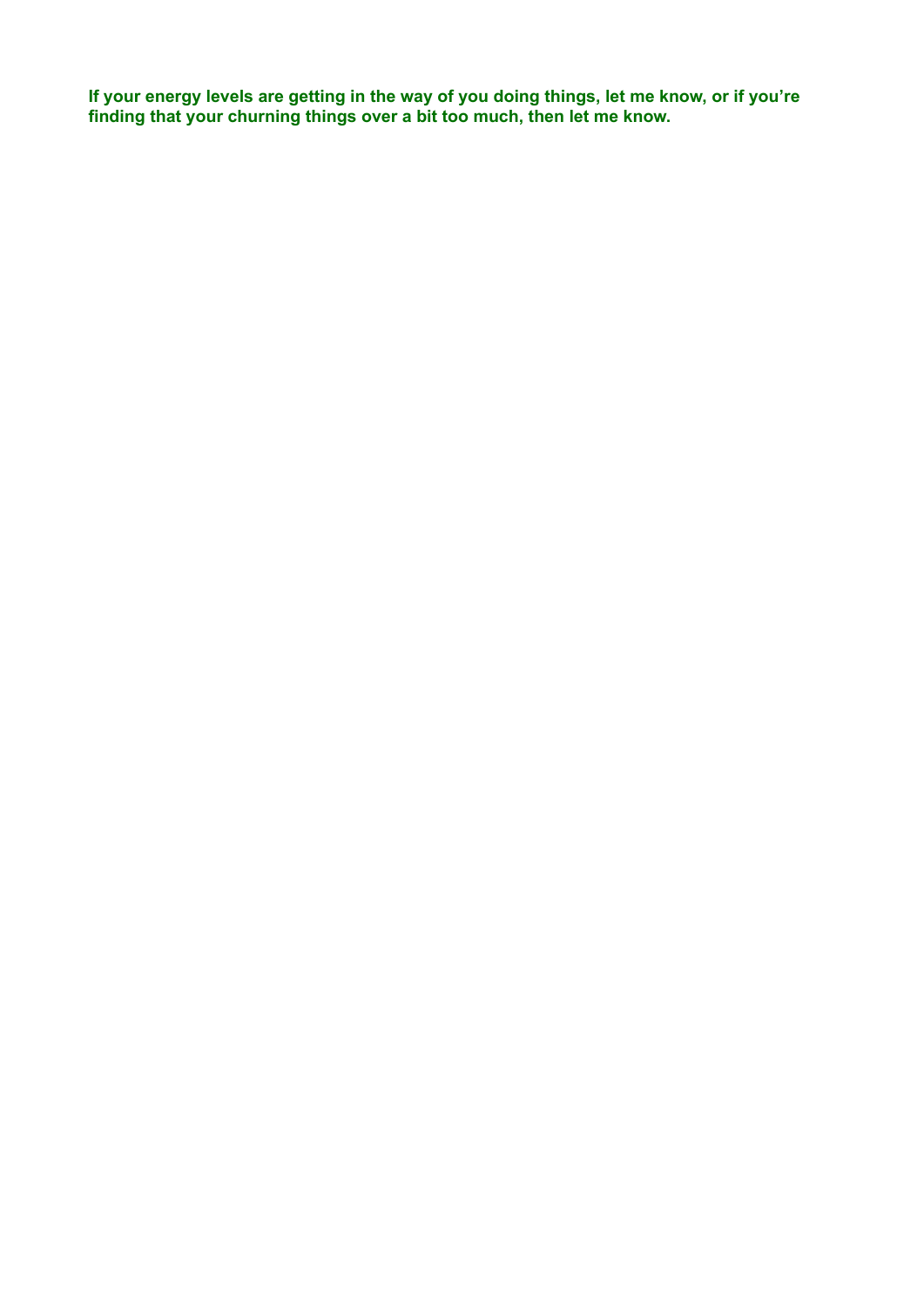**If your energy levels are getting in the way of you doing things, let me know, or if you're finding that your churning things over a bit too much, then let me know.**